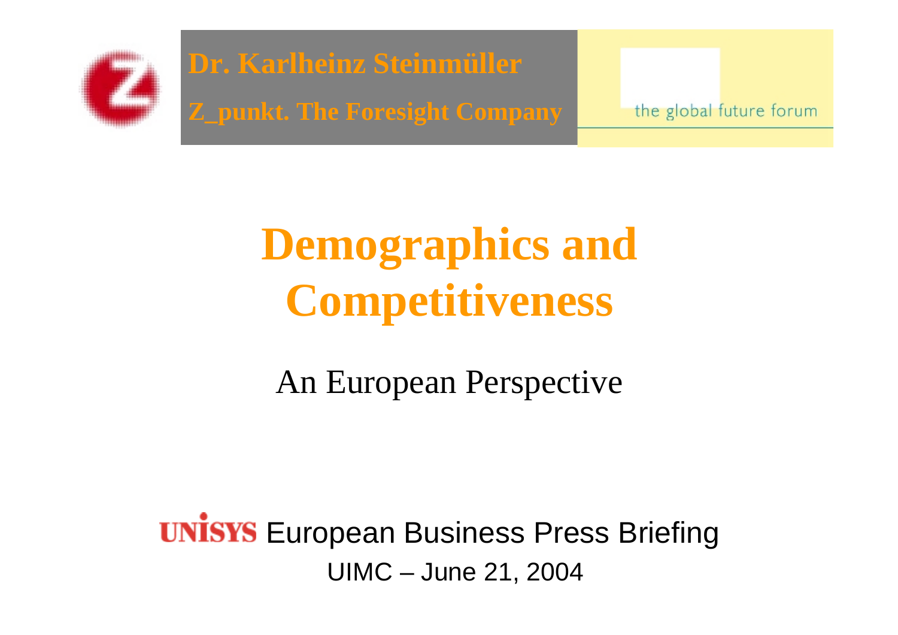**Dr. Karlheinz Steinmüller**

**Z_punkt. The Foresight Company**

the global future forum

# Demographics and Competitiveness

An European Perspective

UNISYS European Business Press Briefing

UIMC – June 21, 2004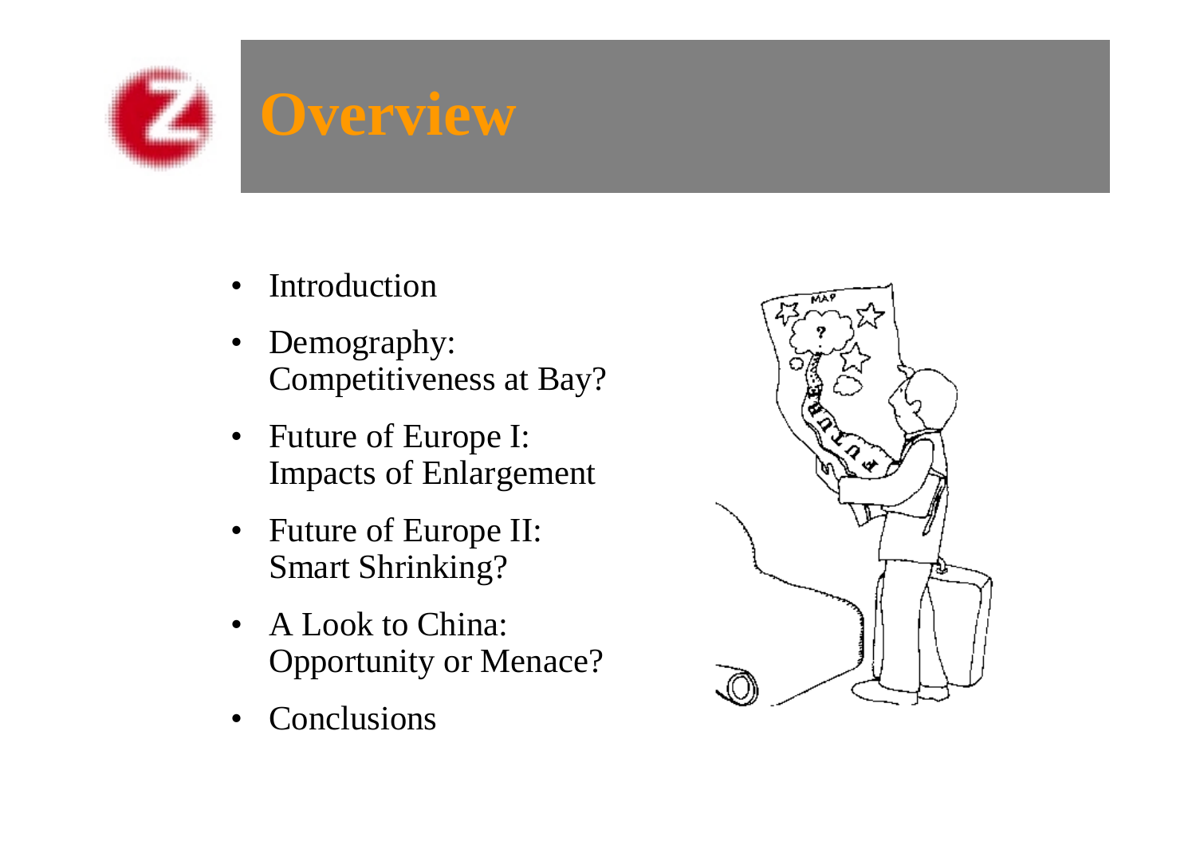# Overview

- Introduction
- Demography: Competitiveness at Bay?
- Future of Europe I: Impacts of Enlargement
- Future of Europe II: Smart Shrinking?
- A Look to China: Opportunity or Menace?
- Conclusions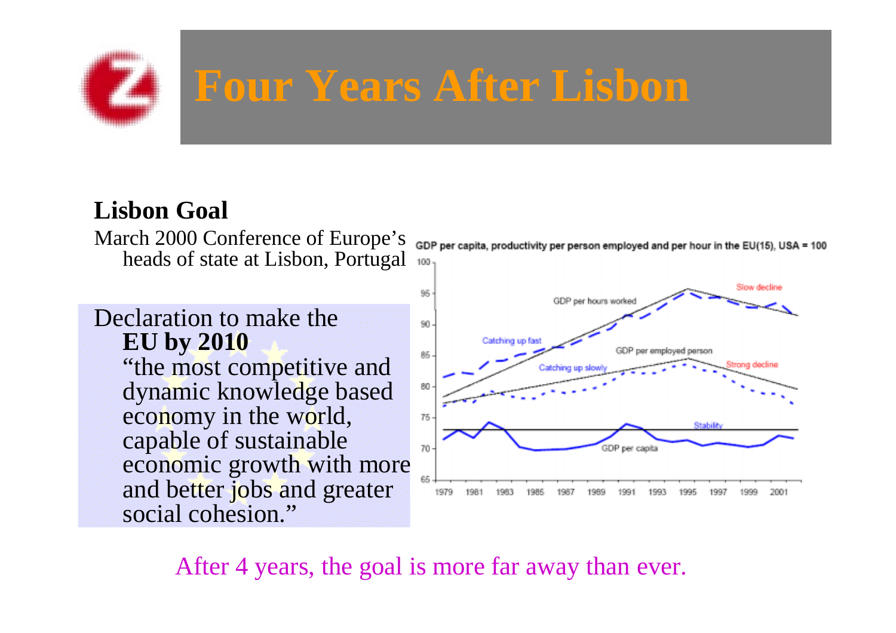# Four Years After Lisbon

**Lisbon Goal**

March 2000 Conference of Europe's heads of state at Lisbon, Portugal

Declaration to make the **EU by 2010** "the most competitive and dynamic knowledge based economy in the world, capable of sustainable economic growth with more and better jobs and greater social cohesion."

GDP per capita, productivity per person employed and per hour in the EU(15), USA = 100

After 4 years, the goal is more far away than ever.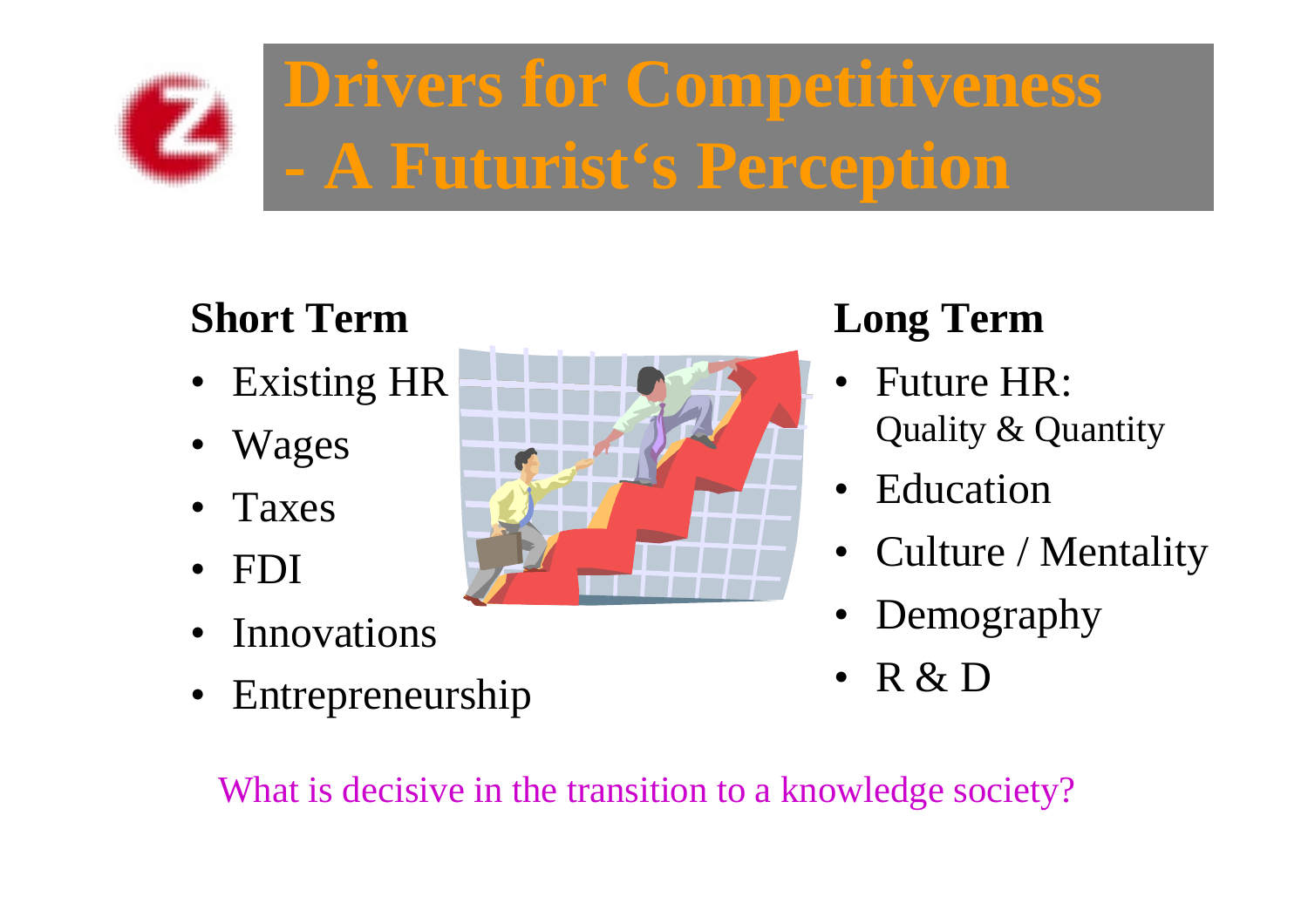# Drivers for Competitiveness - A Futurist‘s Perception

**Short Term**

- Existing HR
- Wages
- Taxes
- FDI
- Innovations
- Entrepreneurship

**Long Term**

- Future HR: Quality & Quantity
- Education
- Culture / Mentality
- Demography
- R & D

What is decisive in the transition to a knowledge society?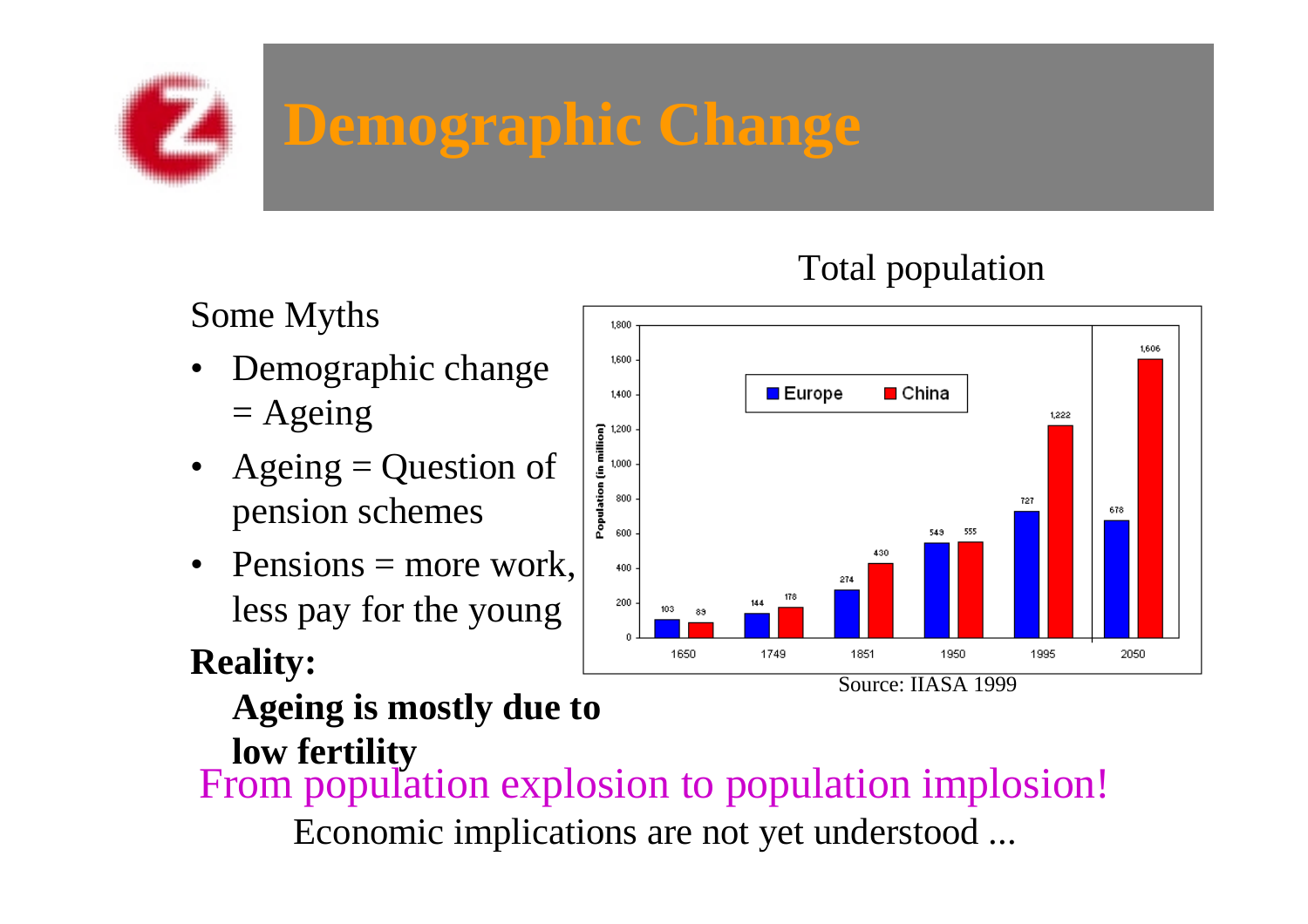# Demographic Change

Some Myths

- Demographic change = Ageing
- Ageing = Question of pension schemes
- Pensions = more work, less pay for the young

**Reality:**

**Ageing is mostly due to low fertility**

Total population

| Year | Europe | China |
|---|---|---|
| 1650 | 103 | 89 |
| 1749 | 144 | 178 |
| 1851 | 274 | 430 |
| 1950 | 549 | 555 |
| 1995 | 727 | 1,222 |
| 2050 | 678 | 1,606 |

Population (in million)

Source: IIASA 1999

From population explosion to population implosion!

Economic implications are not yet understood ...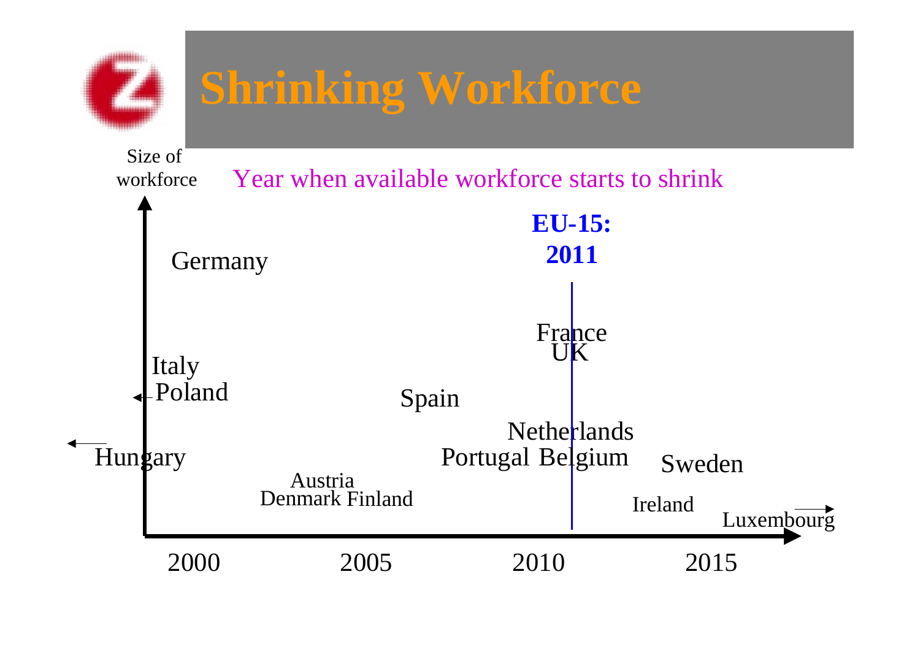# Shrinking Workforce

Size of workforce

Year when available workforce starts to shrink

EU-15: 2011

Germany

France
UK

Italy
Poland

Spain

Netherlands
Portugal Belgium

Hungary

Sweden

Austria
Denmark Finland

Ireland

Luxembourg

2000 2005 2010 2015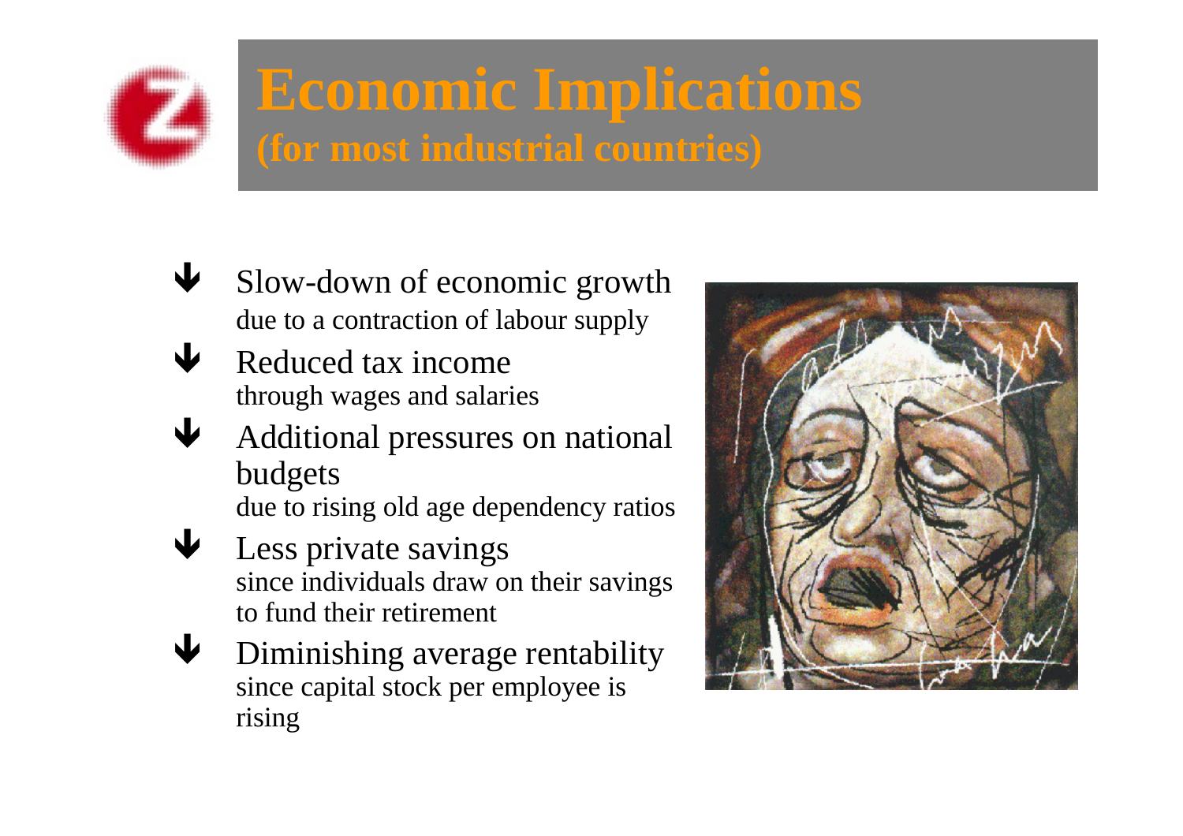# Economic Implications

## (for most industrial countries)

- **Slow-down of economic growth**
  due to a contraction of labour supply
- **Reduced tax income**
  through wages and salaries
- **Additional pressures on national budgets**
  due to rising old age dependency ratios
- **Less private savings**
  since individuals draw on their savings to fund their retirement
- **Diminishing average rentability**
  since capital stock per employee is rising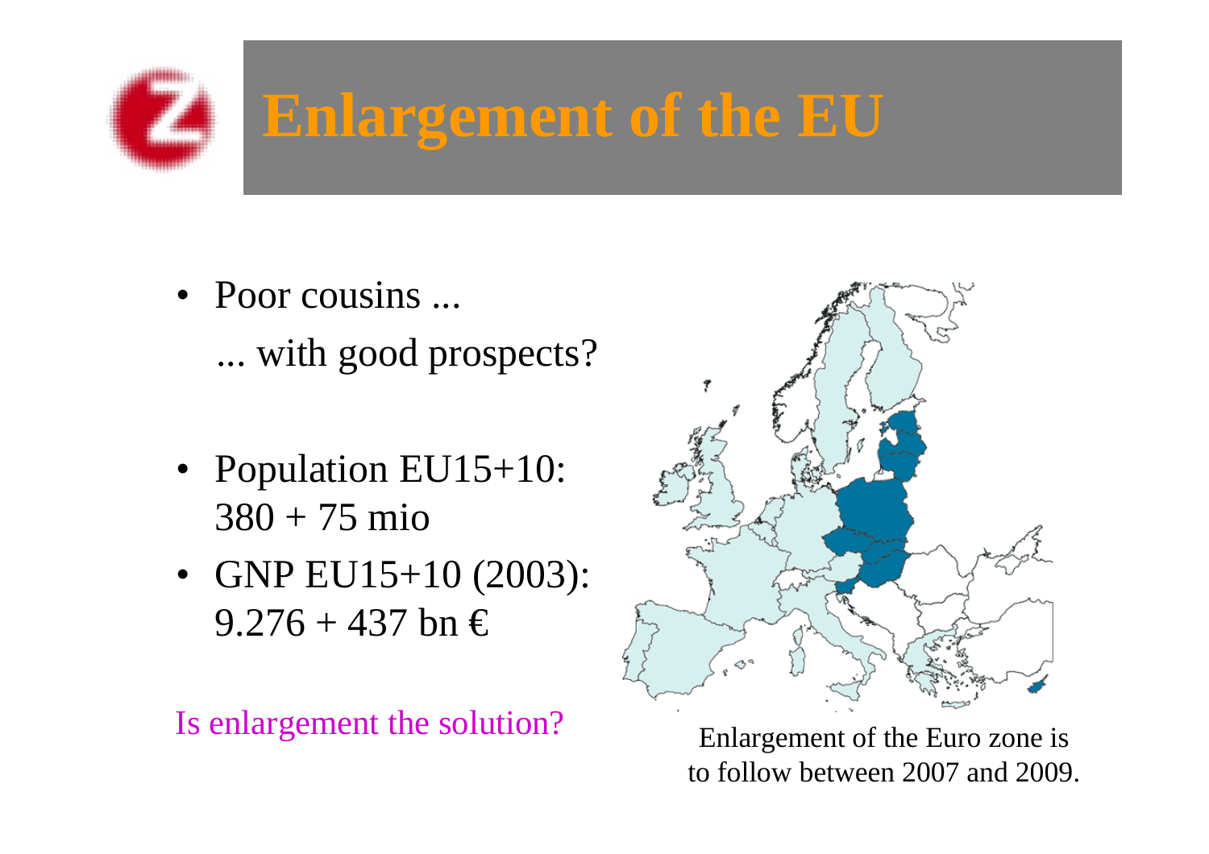# Enlargement of the EU

- Poor cousins ...

  ... with good prospects?

- Population EU15+10: 380 + 75 mio
- GNP EU15+10 (2003): 9.276 + 437 bn €

Is enlargement the solution?

Enlargement of the Euro zone is to follow between 2007 and 2009.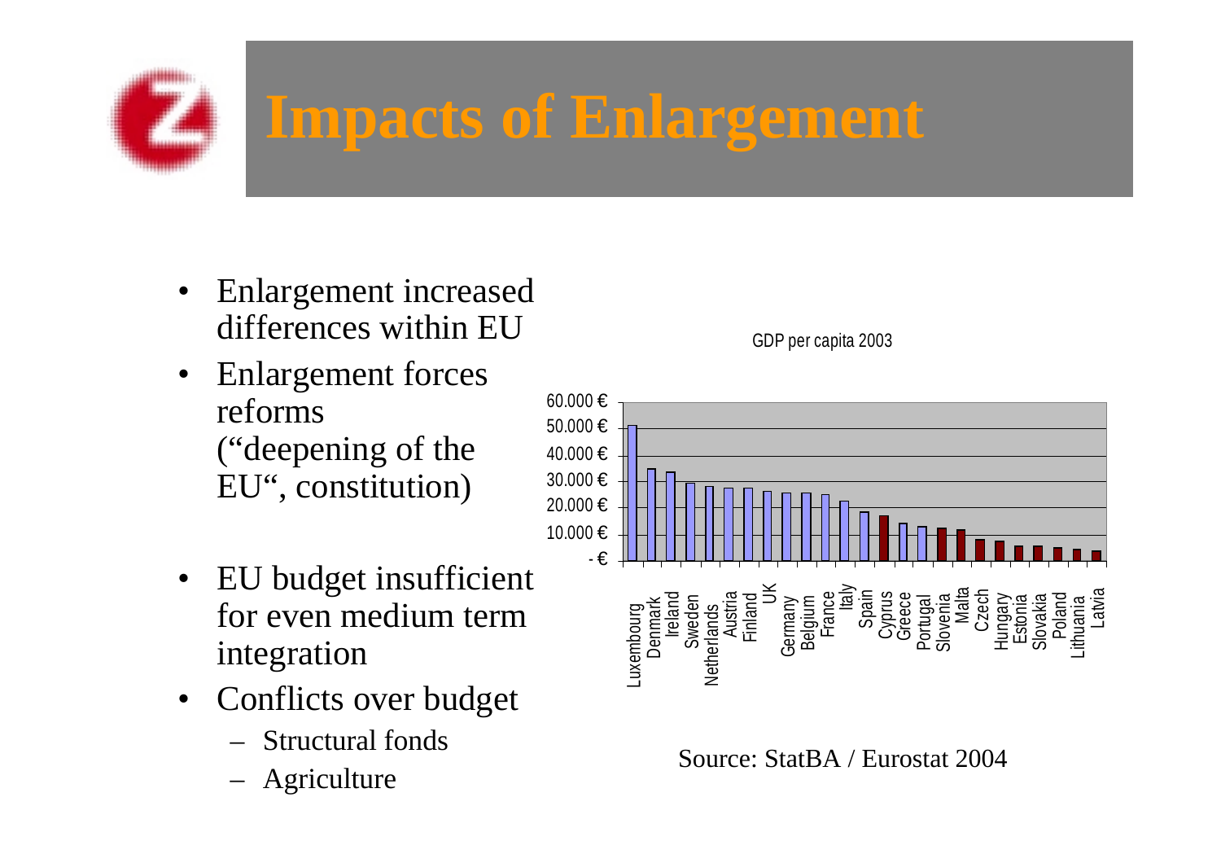# Impacts of Enlargement

- Enlargement increased differences within EU
- Enlargement forces reforms ("deepening of the EU", constitution)
- EU budget insufficient for even medium term integration
- Conflicts over budget
  - Structural fonds
  - Agriculture

GDP per capita 2003

60.000 €
50.000 €
40.000 €
30.000 €
20.000 €
10.000 €
- €

Luxembourg, Denmark, Ireland, Sweden, Netherlands, Austria, Finland, UK, Germany, Belgium, France, Italy, Spain, Cyprus, Greece, Portugal, Slovenia, Malta, Czech, Hungary, Estonia, Slovakia, Poland, Lithuania, Latvia

Source: StatBA / Eurostat 2004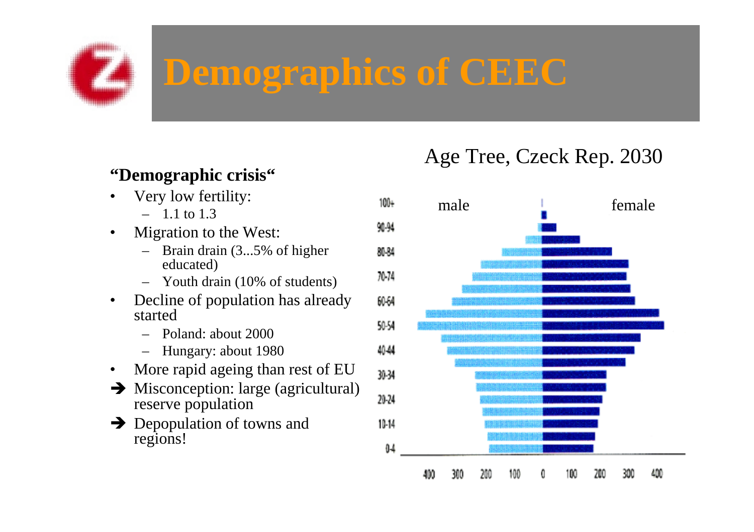# Demographics of CEEC

**"Demographic crisis"**

- Very low fertility:
  - 1.1 to 1.3
- Migration to the West:
  - Brain drain (3...5% of higher educated)
  - Youth drain (10% of students)
- Decline of population has already started
  - Poland: about 2000
  - Hungary: about 1980
- More rapid ageing than rest of EU

➔ Misconception: large (agricultural) reserve population

➔ Depopulation of towns and regions!

Age Tree, Czeck Rep. 2030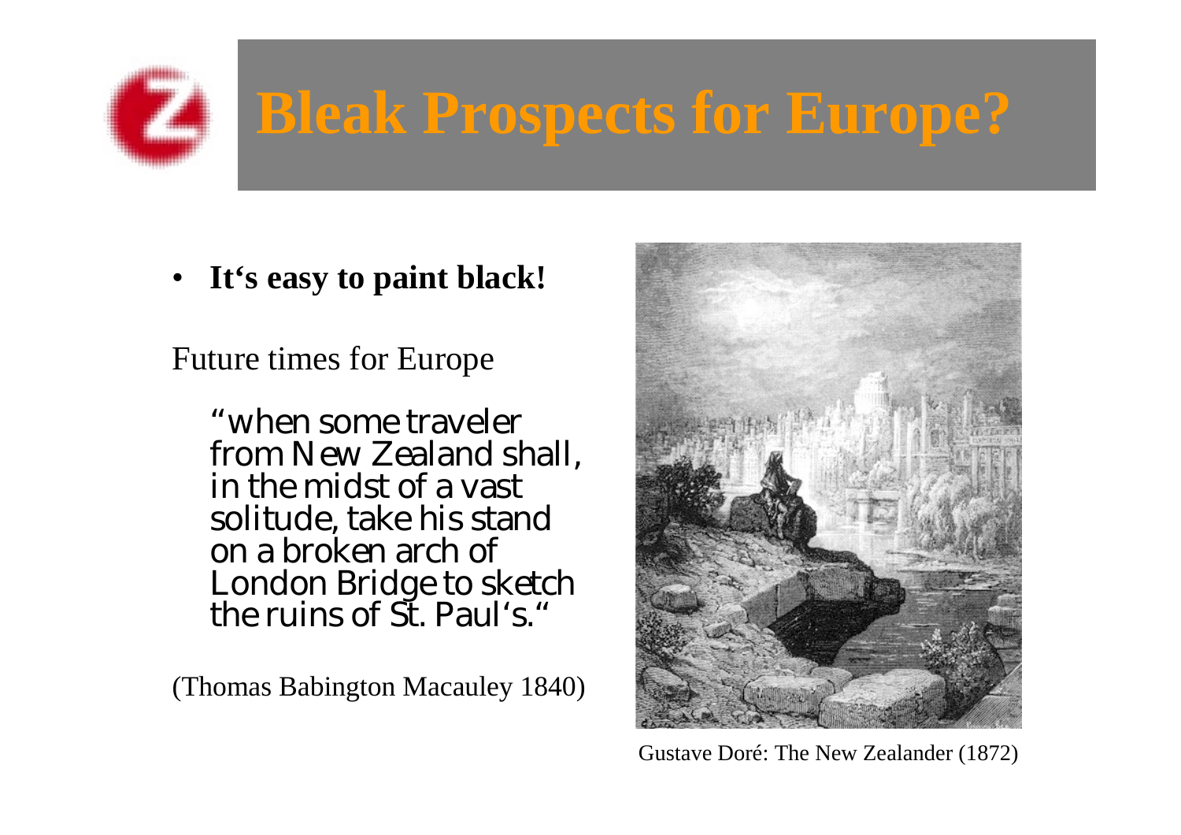# Bleak Prospects for Europe?

- **It's easy to paint black!**

Future times for Europe

"when some traveler from New Zealand shall, in the midst of a vast solitude, take his stand on a broken arch of London Bridge to sketch the ruins of St. Paul's."

(Thomas Babington Macauley 1840)

Gustave Doré: The New Zealander (1872)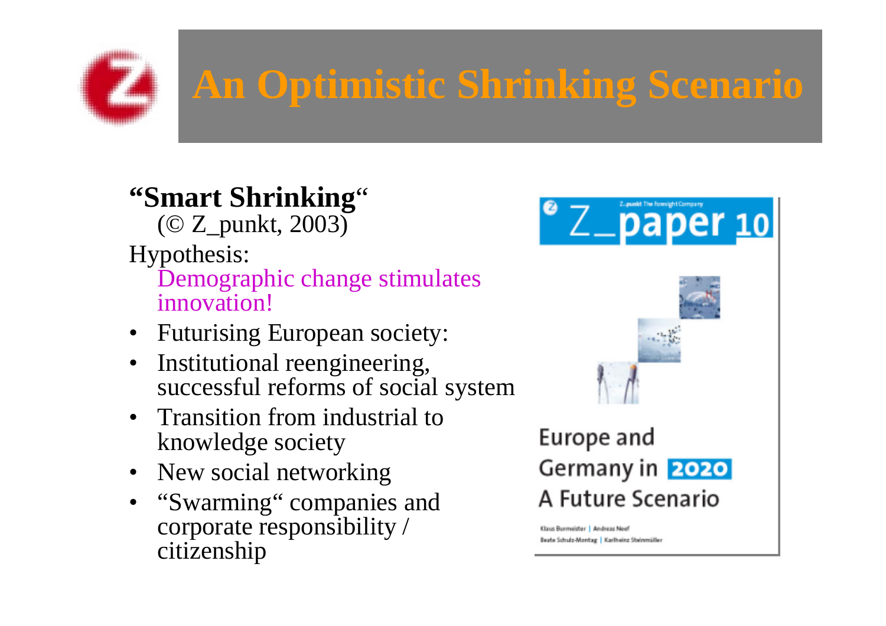# An Optimistic Shrinking Scenario

**"Smart Shrinking"**
(© Z_punkt, 2003)

Hypothesis:
Demographic change stimulates innovation!

- Futurising European society:
- Institutional reengineering, successful reforms of social system
- Transition from industrial to knowledge society
- New social networking
- "Swarming" companies and corporate responsibility / citizenship

Z_paper 10

Europe and Germany in 2020
A Future Scenario

Klaus Burmeister | Andreas Neef
Beate Schulz-Montag | Karlheinz Steinmüller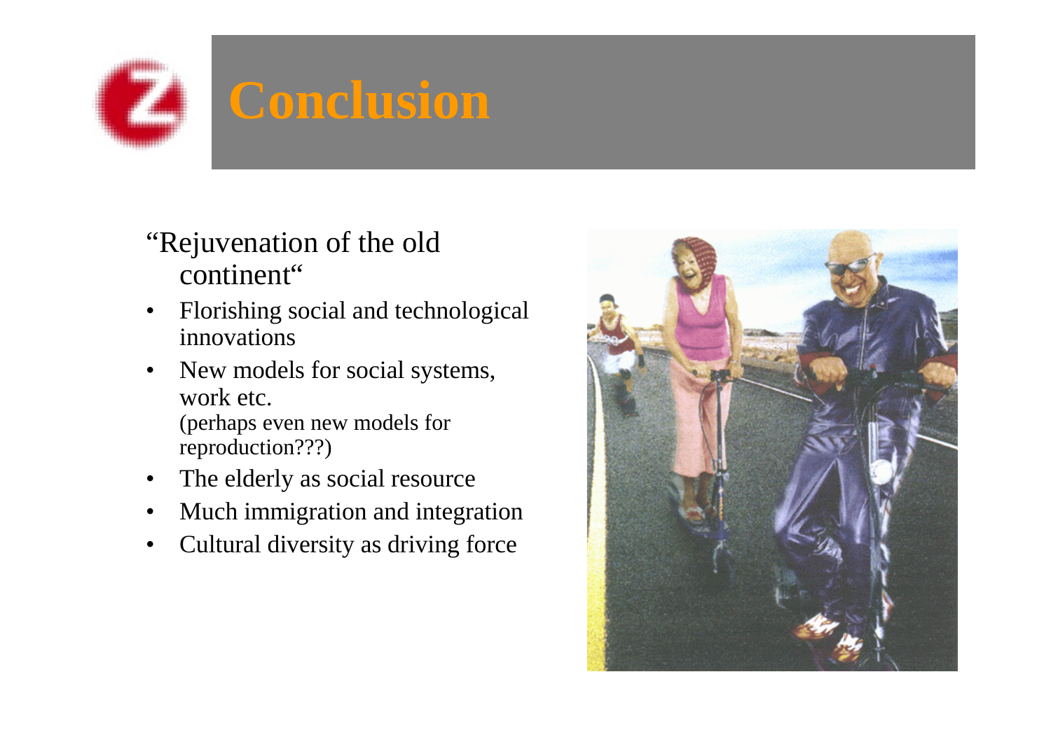# Conclusion

“Rejuvenation of the old continent“

- Florishing social and technological innovations
- New models for social systems, work etc.
  (perhaps even new models for reproduction???)
- The elderly as social resource
- Much immigration and integration
- Cultural diversity as driving force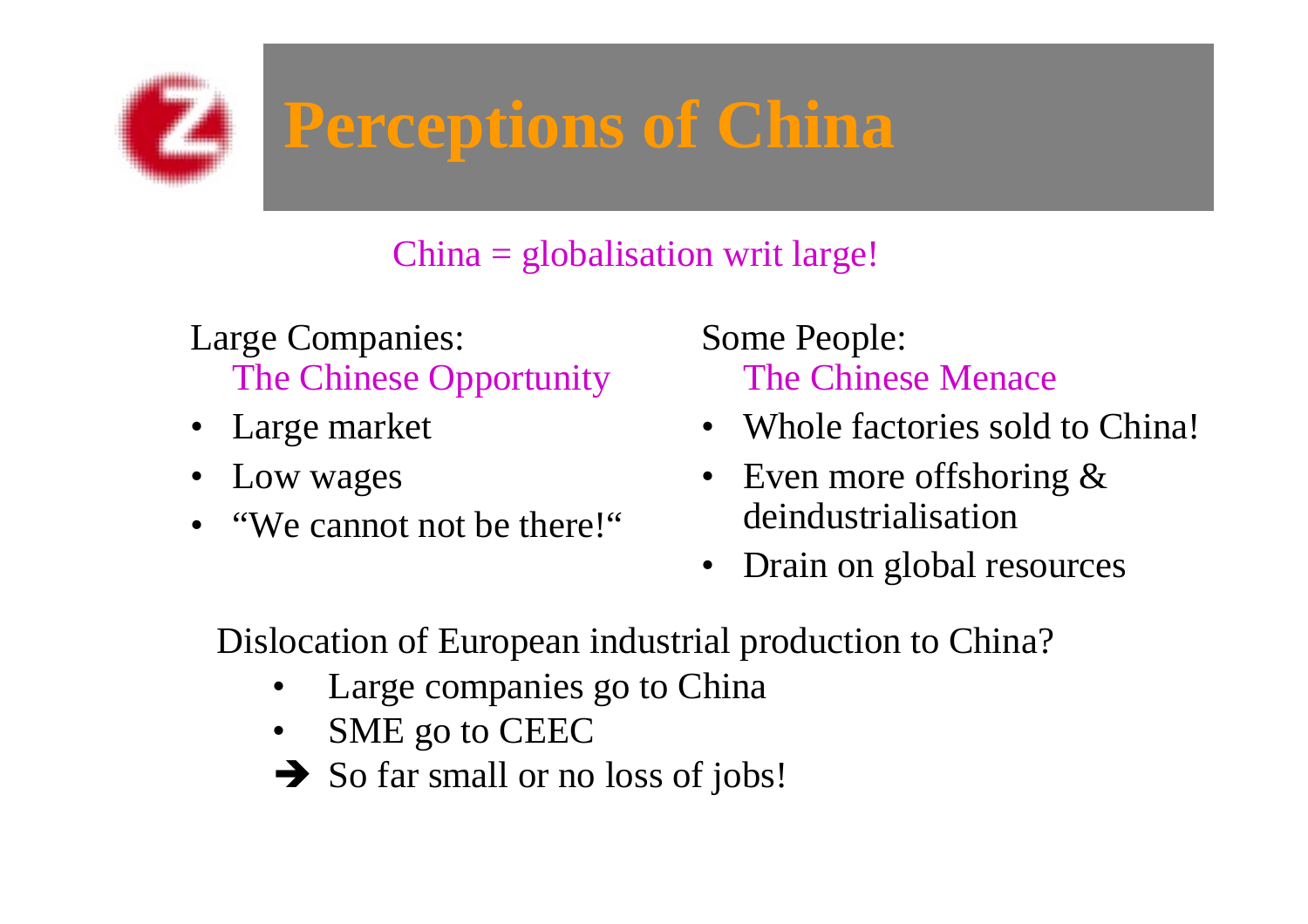# Perceptions of China

China = globalisation writ large!

Large Companies:
The Chinese Opportunity

- Large market
- Low wages
- “We cannot not be there!“

Some People:
The Chinese Menace

- Whole factories sold to China!
- Even more offshoring & deindustrialisation
- Drain on global resources

Dislocation of European industrial production to China?

- Large companies go to China
- SME go to CEEC

➔ So far small or no loss of jobs!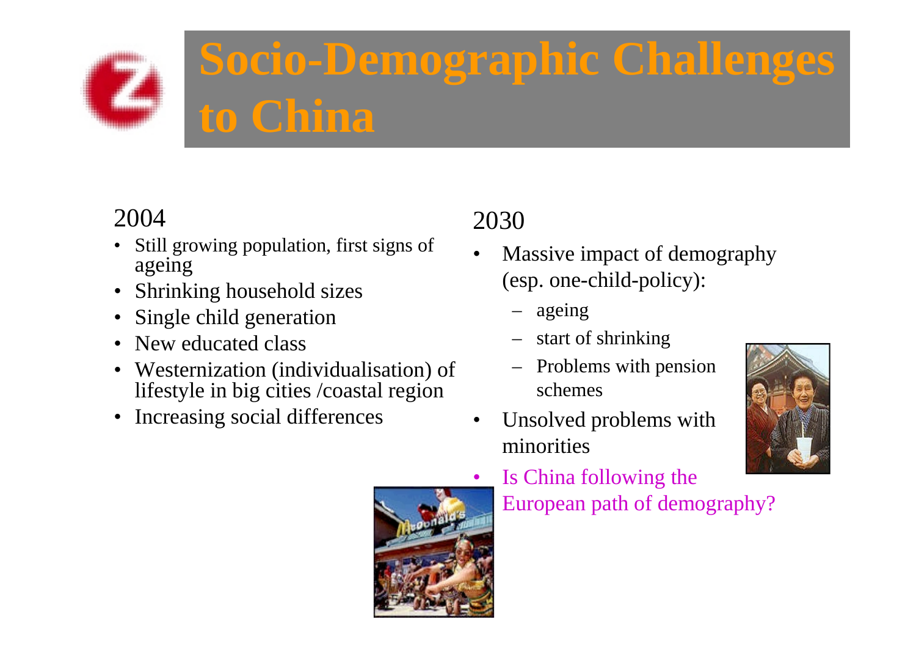# Socio-Demographic Challenges to China

## 2004

- Still growing population, first signs of ageing
- Shrinking household sizes
- Single child generation
- New educated class
- Westernization (individualisation) of lifestyle in big cities /coastal region
- Increasing social differences

## 2030

- Massive impact of demography (esp. one-child-policy):
  - ageing
  - start of shrinking
  - Problems with pension schemes
- Unsolved problems with minorities
- Is China following the European path of demography?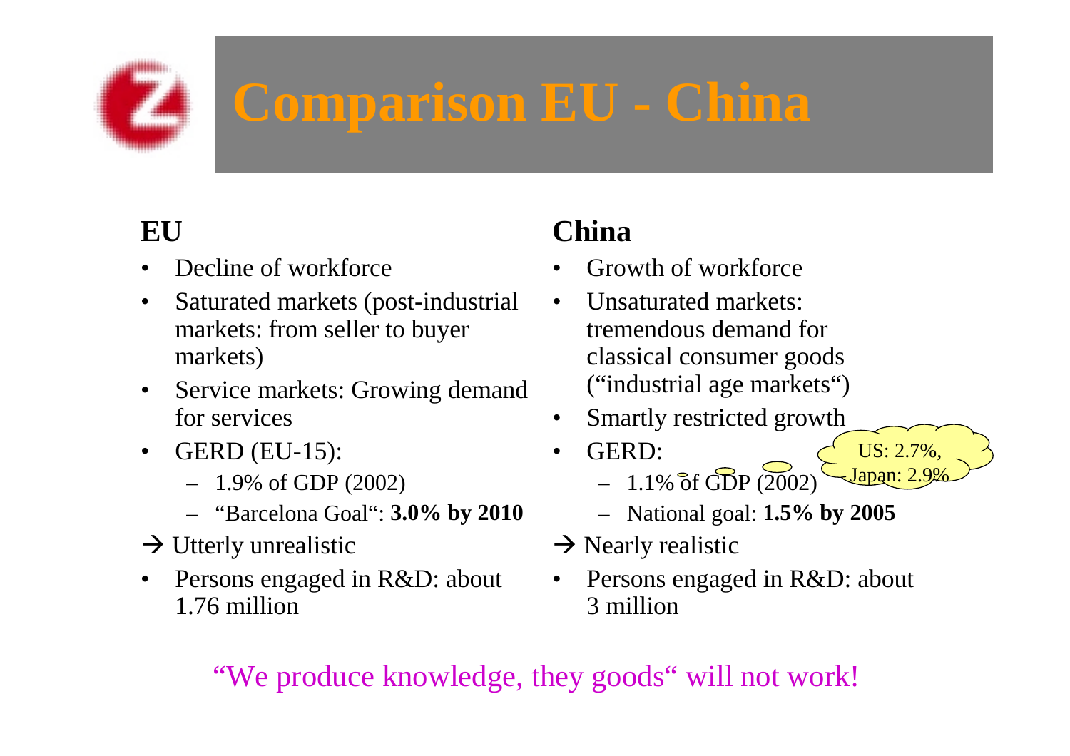# Comparison EU - China

## EU

- Decline of workforce
- Saturated markets (post-industrial markets: from seller to buyer markets)
- Service markets: Growing demand for services
- GERD (EU-15):
  - 1.9% of GDP (2002)
  - "Barcelona Goal": **3.0% by 2010**

→ Utterly unrealistic

- Persons engaged in R&D: about 1.76 million

## China

- Growth of workforce
- Unsaturated markets: tremendous demand for classical consumer goods ("industrial age markets")
- Smartly restricted growth
- GERD:
  - 1.1% of GDP (2002)
  - National goal: **1.5% by 2005**

US: 2.7%, Japan: 2.9%

→ Nearly realistic

- Persons engaged in R&D: about 3 million

"We produce knowledge, they goods" will not work!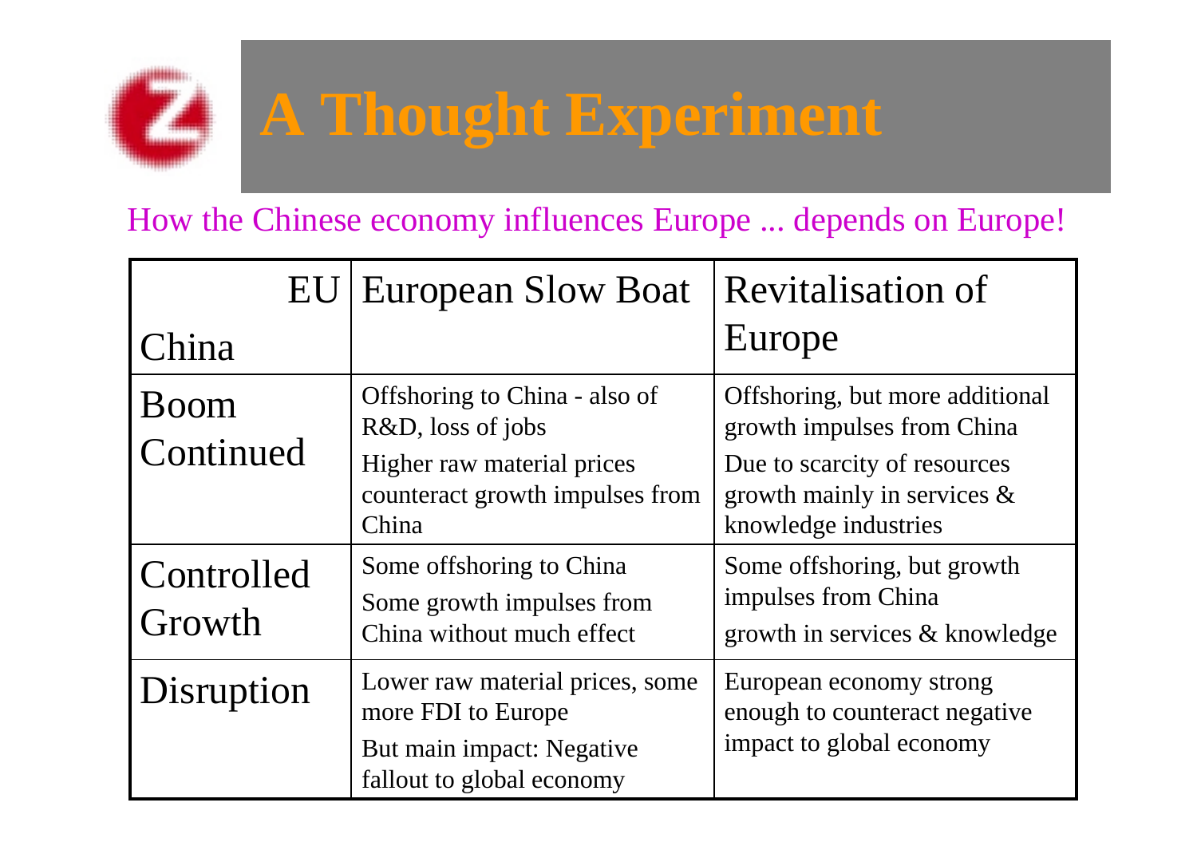# A Thought Experiment

How the Chinese economy influences Europe ... depends on Europe!

| EU / China | European Slow Boat | Revitalisation of Europe |
|---|---|---|
| Boom Continued | Offshoring to China - also of R&D, loss of jobs<br>Higher raw material prices counteract growth impulses from China | Offshoring, but more additional growth impulses from China<br>Due to scarcity of resources growth mainly in services & knowledge industries |
| Controlled Growth | Some offshoring to China<br>Some growth impulses from China without much effect | Some offshoring, but growth impulses from China<br>growth in services & knowledge |
| Disruption | Lower raw material prices, some more FDI to Europe<br>But main impact: Negative fallout to global economy | European economy strong enough to counteract negative impact to global economy |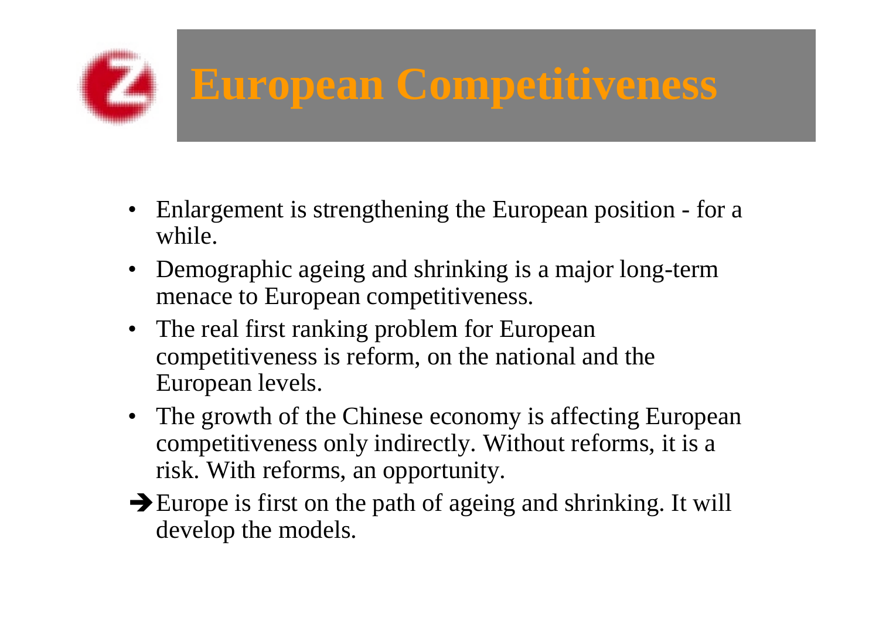# European Competitiveness

- Enlargement is strengthening the European position - for a while.
- Demographic ageing and shrinking is a major long-term menace to European competitiveness.
- The real first ranking problem for European competitiveness is reform, on the national and the European levels.
- The growth of the Chinese economy is affecting European competitiveness only indirectly. Without reforms, it is a risk. With reforms, an opportunity.

➔ Europe is first on the path of ageing and shrinking. It will develop the models.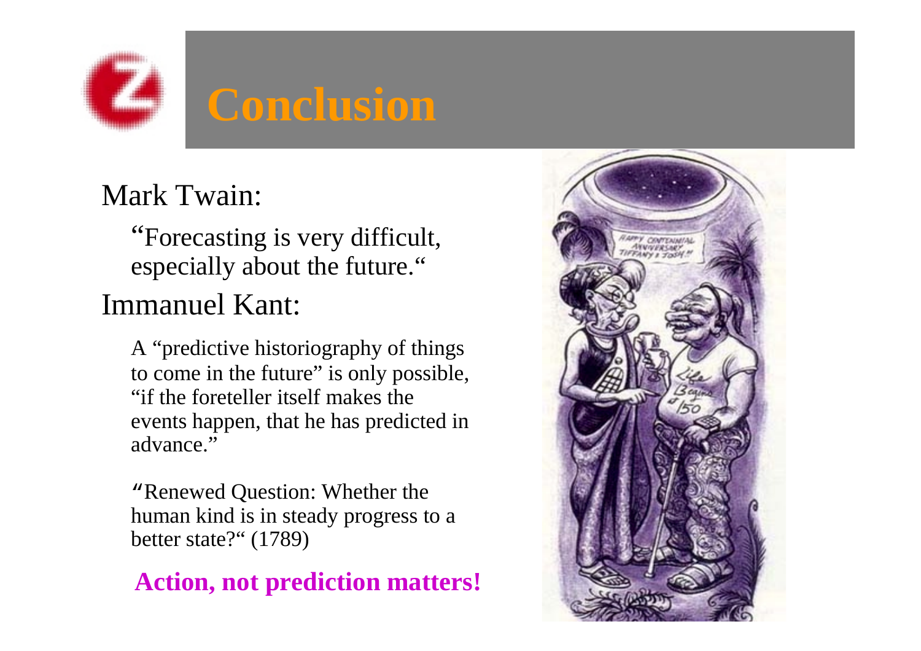# Conclusion

Mark Twain:

“Forecasting is very difficult, especially about the future.“

Immanuel Kant:

A “predictive historiography of things to come in the future” is only possible, “if the foreteller itself makes the events happen, that he has predicted in advance.”

“Renewed Question: Whether the human kind is in steady progress to a better state?“ (1789)

**Action, not prediction matters!**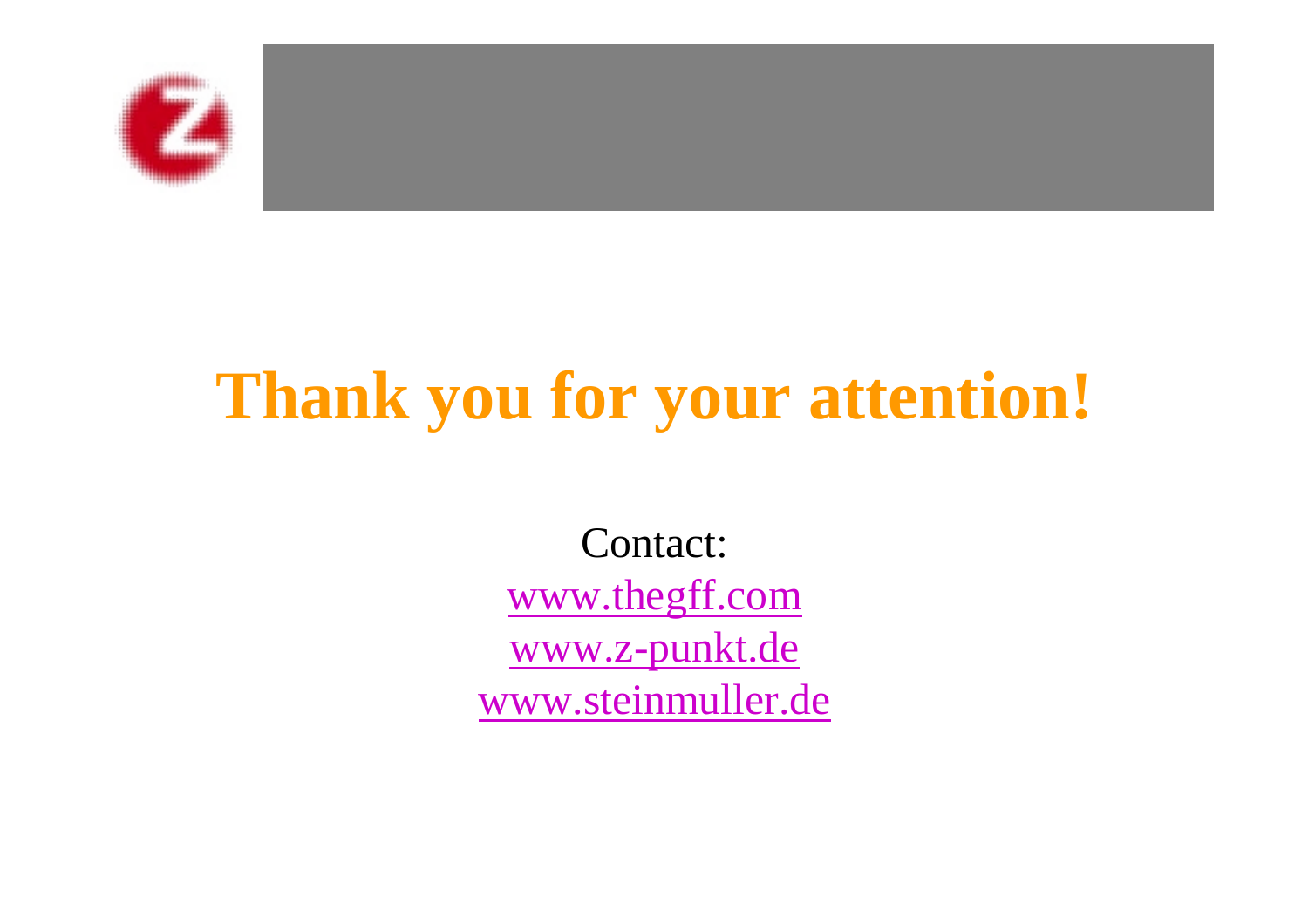# Thank you for your attention!

Contact:
www.thegff.com
www.z-punkt.de
www.steinmuller.de